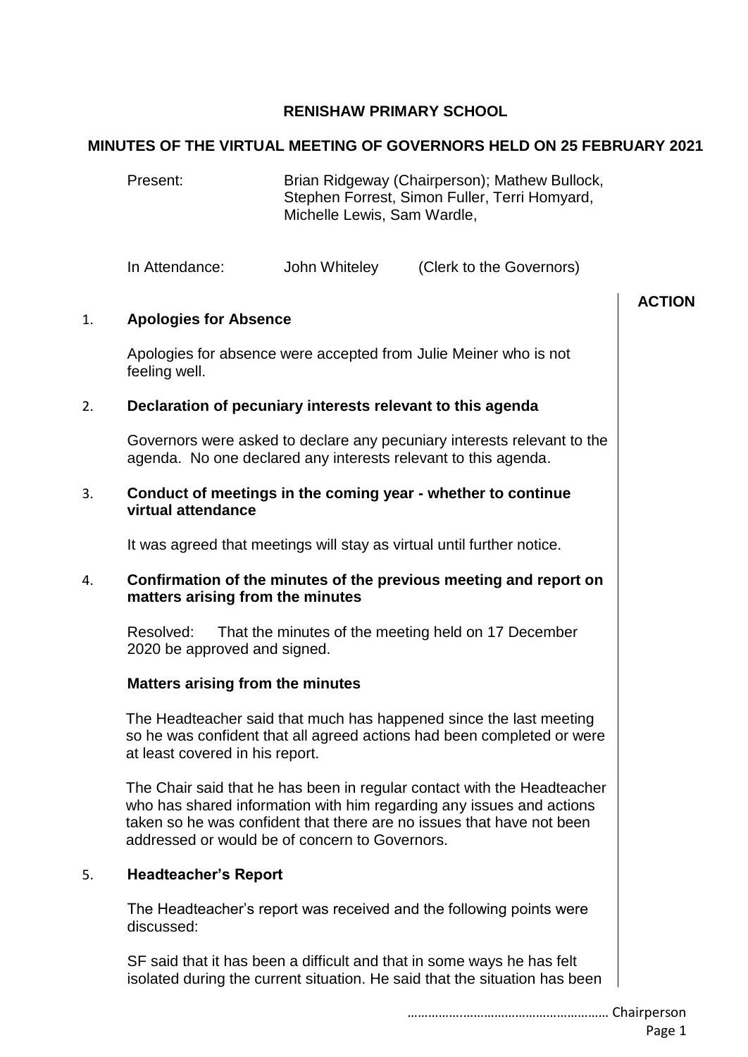**RENISHAW PRIMARY SCHOOL**

**MINUTES OF THE VIRTUAL MEETING OF GOVERNORS HELD ON 25 FEBRUARY 2021**

Present: Brian Ridgeway (Chairperson); Mathew Bullock, Stephen Forrest, Simon Fuller, Terri Homyard, Michelle Lewis, Sam Wardle,

In Attendance: John Whiteley (Clerk to the Governors)

**ACTION**

1. **Apologies for Absence**

   Apologies for absence were accepted from Julie Meiner who is not feeling well.

2. **Declaration of pecuniary interests relevant to this agenda**

   Governors were asked to declare any pecuniary interests relevant to the agenda. No one declared any interests relevant to this agenda.

3. **Conduct of meetings in the coming year - whether to continue virtual attendance**

   It was agreed that meetings will stay as virtual until further notice.

4. **Confirmation of the minutes of the previous meeting and report on matters arising from the minutes**

   Resolved: That the minutes of the meeting held on 17 December 2020 be approved and signed.

   **Matters arising from the minutes**

   The Headteacher said that much has happened since the last meeting so he was confident that all agreed actions had been completed or were at least covered in his report.

   The Chair said that he has been in regular contact with the Headteacher who has shared information with him regarding any issues and actions taken so he was confident that there are no issues that have not been addressed or would be of concern to Governors.

5. **Headteacher's Report**

   The Headteacher's report was received and the following points were discussed:

   SF said that it has been a difficult and that in some ways he has felt isolated during the current situation. He said that the situation has been

………………………………………………… Chairperson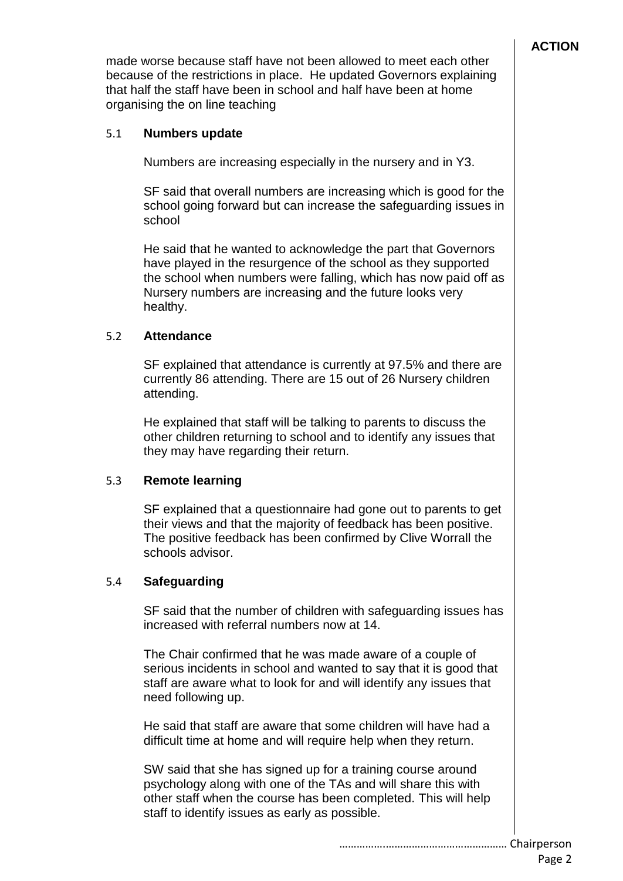**ACTION**

made worse because staff have not been allowed to meet each other because of the restrictions in place. He updated Governors explaining that half the staff have been in school and half have been at home organising the on line teaching

5.1 **Numbers update**

Numbers are increasing especially in the nursery and in Y3.

SF said that overall numbers are increasing which is good for the school going forward but can increase the safeguarding issues in school

He said that he wanted to acknowledge the part that Governors have played in the resurgence of the school as they supported the school when numbers were falling, which has now paid off as Nursery numbers are increasing and the future looks very healthy.

5.2 **Attendance**

SF explained that attendance is currently at 97.5% and there are currently 86 attending. There are 15 out of 26 Nursery children attending.

He explained that staff will be talking to parents to discuss the other children returning to school and to identify any issues that they may have regarding their return.

5.3 **Remote learning**

SF explained that a questionnaire had gone out to parents to get their views and that the majority of feedback has been positive. The positive feedback has been confirmed by Clive Worrall the schools advisor.

5.4 **Safeguarding**

SF said that the number of children with safeguarding issues has increased with referral numbers now at 14.

The Chair confirmed that he was made aware of a couple of serious incidents in school and wanted to say that it is good that staff are aware what to look for and will identify any issues that need following up.

He said that staff are aware that some children will have had a difficult time at home and will require help when they return.

SW said that she has signed up for a training course around psychology along with one of the TAs and will share this with other staff when the course has been completed. This will help staff to identify issues as early as possible.

……………………………………………… Chairperson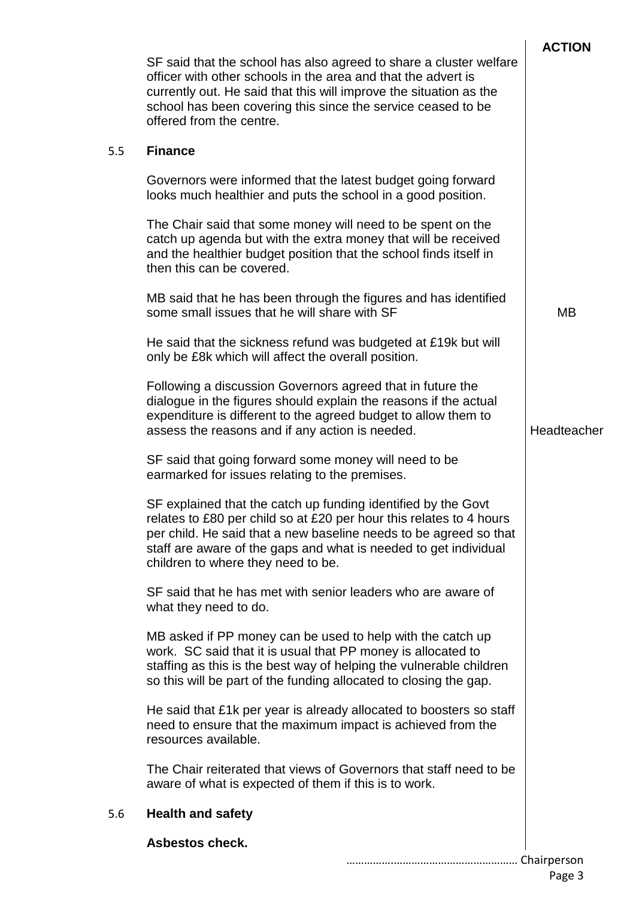| | | ACTION |
|---|---|---|
| | SF said that the school has also agreed to share a cluster welfare officer with other schools in the area and that the advert is currently out. He said that this will improve the situation as the school has been covering this since the service ceased to be offered from the centre. | |
| 5.5 | **Finance** | |
| | Governors were informed that the latest budget going forward looks much healthier and puts the school in a good position. | |
| | The Chair said that some money will need to be spent on the catch up agenda but with the extra money that will be received and the healthier budget position that the school finds itself in then this can be covered. | |
| | MB said that he has been through the figures and has identified some small issues that he will share with SF | MB |
| | He said that the sickness refund was budgeted at £19k but will only be £8k which will affect the overall position. | |
| | Following a discussion Governors agreed that in future the dialogue in the figures should explain the reasons if the actual expenditure is different to the agreed budget to allow them to assess the reasons and if any action is needed. | Headteacher |
| | SF said that going forward some money will need to be earmarked for issues relating to the premises. | |
| | SF explained that the catch up funding identified by the Govt relates to £80 per child so at £20 per hour this relates to 4 hours per child. He said that a new baseline needs to be agreed so that staff are aware of the gaps and what is needed to get individual children to where they need to be. | |
| | SF said that he has met with senior leaders who are aware of what they need to do. | |
| | MB asked if PP money can be used to help with the catch up work. SC said that it is usual that PP money is allocated to staffing as this is the best way of helping the vulnerable children so this will be part of the funding allocated to closing the gap. | |
| | He said that £1k per year is already allocated to boosters so staff need to ensure that the maximum impact is achieved from the resources available. | |
| | The Chair reiterated that views of Governors that staff need to be aware of what is expected of them if this is to work. | |
| 5.6 | **Health and safety** | |
| | **Asbestos check.** | |

……………………………………………… Chairperson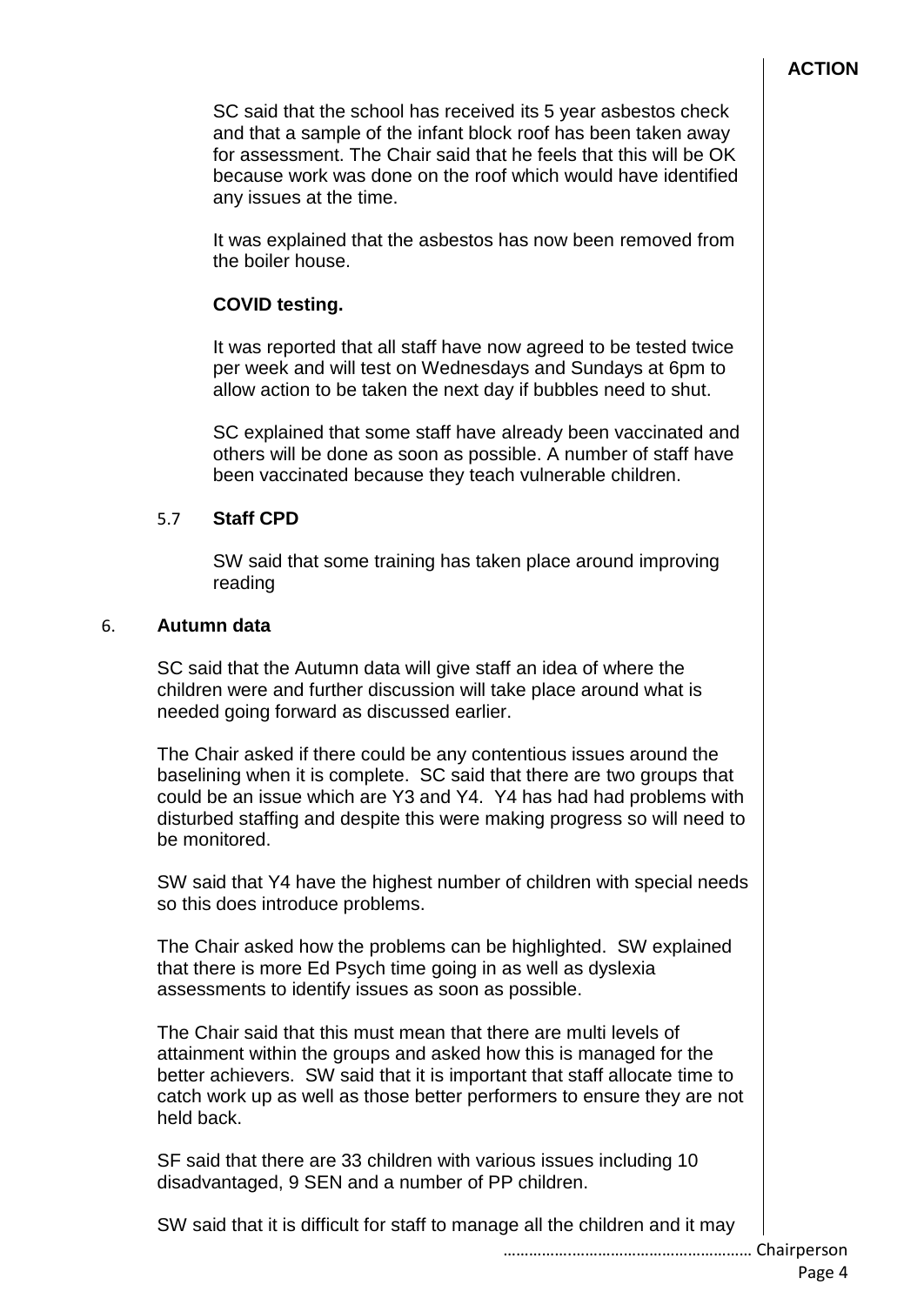**ACTION**

SC said that the school has received its 5 year asbestos check and that a sample of the infant block roof has been taken away for assessment. The Chair said that he feels that this will be OK because work was done on the roof which would have identified any issues at the time.

It was explained that the asbestos has now been removed from the boiler house.

**COVID testing.**

It was reported that all staff have now agreed to be tested twice per week and will test on Wednesdays and Sundays at 6pm to allow action to be taken the next day if bubbles need to shut.

SC explained that some staff have already been vaccinated and others will be done as soon as possible. A number of staff have been vaccinated because they teach vulnerable children.

5.7 **Staff CPD**

SW said that some training has taken place around improving reading

6. **Autumn data**

SC said that the Autumn data will give staff an idea of where the children were and further discussion will take place around what is needed going forward as discussed earlier.

The Chair asked if there could be any contentious issues around the baselining when it is complete. SC said that there are two groups that could be an issue which are Y3 and Y4. Y4 has had had problems with disturbed staffing and despite this were making progress so will need to be monitored.

SW said that Y4 have the highest number of children with special needs so this does introduce problems.

The Chair asked how the problems can be highlighted. SW explained that there is more Ed Psych time going in as well as dyslexia assessments to identify issues as soon as possible.

The Chair said that this must mean that there are multi levels of attainment within the groups and asked how this is managed for the better achievers. SW said that it is important that staff allocate time to catch work up as well as those better performers to ensure they are not held back.

SF said that there are 33 children with various issues including 10 disadvantaged, 9 SEN and a number of PP children.

SW said that it is difficult for staff to manage all the children and it may

……………………………………………… Chairperson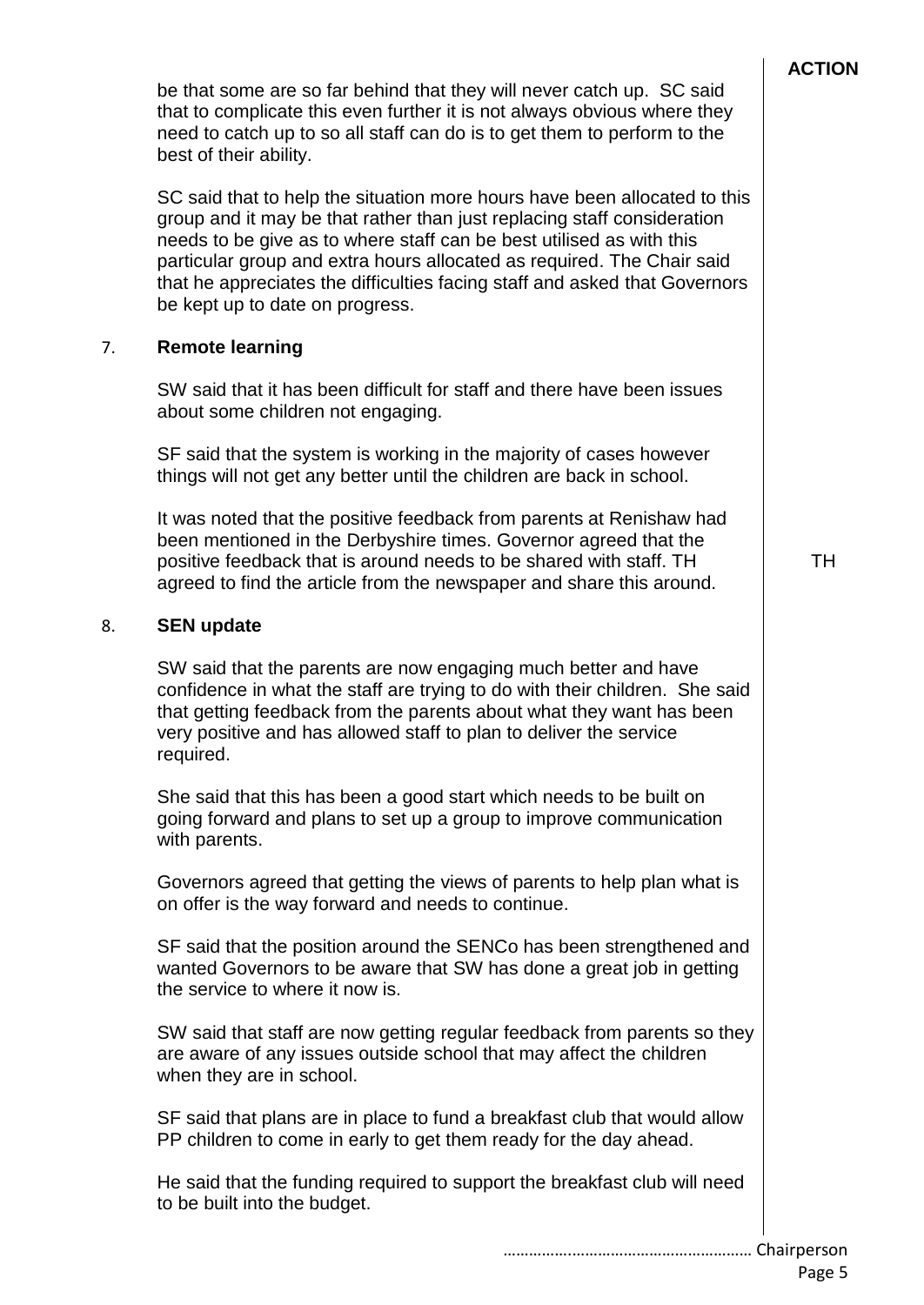**ACTION**

be that some are so far behind that they will never catch up. SC said that to complicate this even further it is not always obvious where they need to catch up to so all staff can do is to get them to perform to the best of their ability.

SC said that to help the situation more hours have been allocated to this group and it may be that rather than just replacing staff consideration needs to be give as to where staff can be best utilised as with this particular group and extra hours allocated as required. The Chair said that he appreciates the difficulties facing staff and asked that Governors be kept up to date on progress.

7. **Remote learning**

SW said that it has been difficult for staff and there have been issues about some children not engaging.

SF said that the system is working in the majority of cases however things will not get any better until the children are back in school.

It was noted that the positive feedback from parents at Renishaw had been mentioned in the Derbyshire times. Governor agreed that the positive feedback that is around needs to be shared with staff. TH agreed to find the article from the newspaper and share this around. — **TH**

8. **SEN update**

SW said that the parents are now engaging much better and have confidence in what the staff are trying to do with their children. She said that getting feedback from the parents about what they want has been very positive and has allowed staff to plan to deliver the service required.

She said that this has been a good start which needs to be built on going forward and plans to set up a group to improve communication with parents.

Governors agreed that getting the views of parents to help plan what is on offer is the way forward and needs to continue.

SF said that the position around the SENCo has been strengthened and wanted Governors to be aware that SW has done a great job in getting the service to where it now is.

SW said that staff are now getting regular feedback from parents so they are aware of any issues outside school that may affect the children when they are in school.

SF said that plans are in place to fund a breakfast club that would allow PP children to come in early to get them ready for the day ahead.

He said that the funding required to support the breakfast club will need to be built into the budget.

…………………………………………………. Chairperson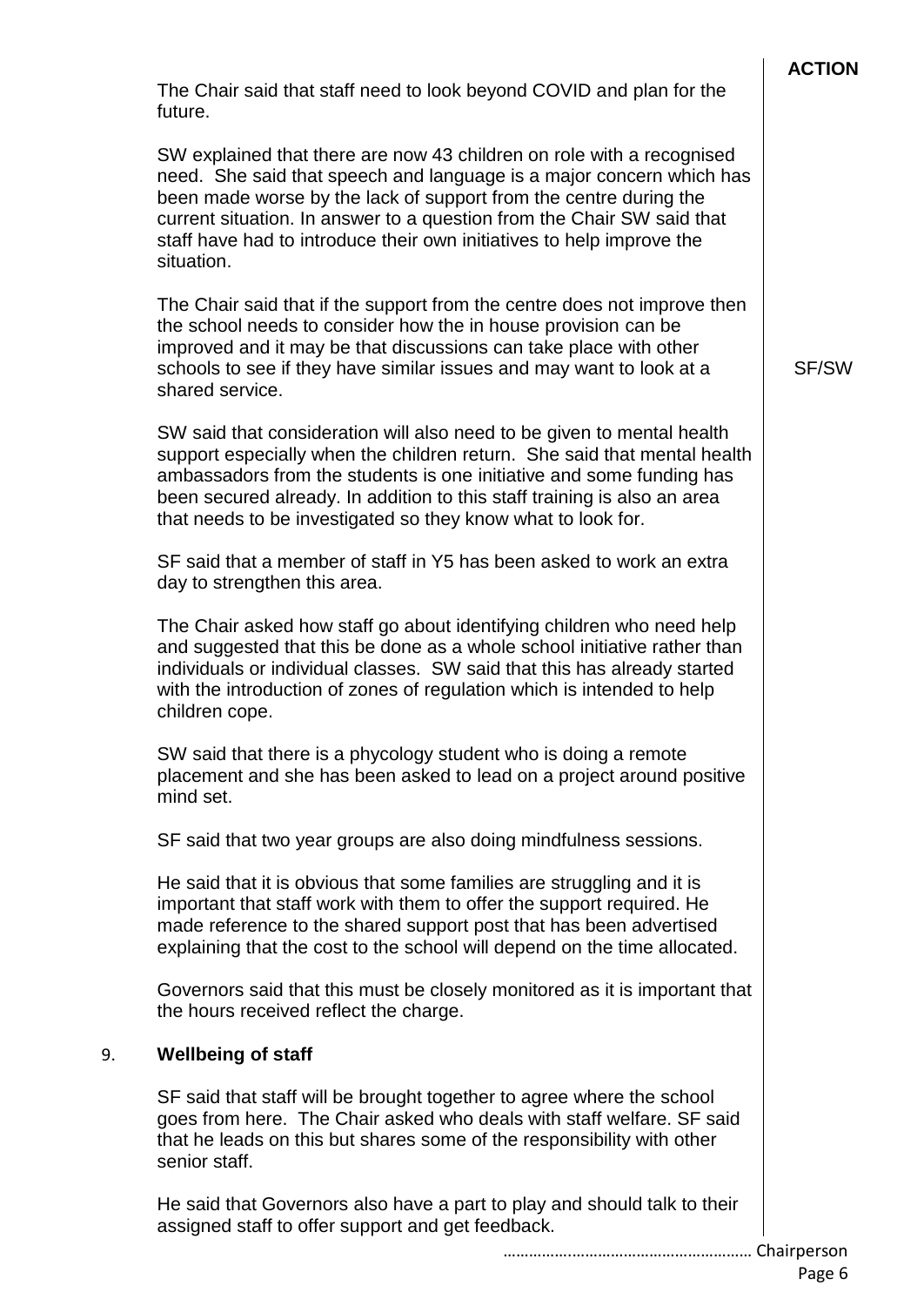**ACTION**

The Chair said that staff need to look beyond COVID and plan for the future.

SW explained that there are now 43 children on role with a recognised need. She said that speech and language is a major concern which has been made worse by the lack of support from the centre during the current situation. In answer to a question from the Chair SW said that staff have had to introduce their own initiatives to help improve the situation.

The Chair said that if the support from the centre does not improve then the school needs to consider how the in house provision can be improved and it may be that discussions can take place with other schools to see if they have similar issues and may want to look at a shared service. **SF/SW**

SW said that consideration will also need to be given to mental health support especially when the children return. She said that mental health ambassadors from the students is one initiative and some funding has been secured already. In addition to this staff training is also an area that needs to be investigated so they know what to look for.

SF said that a member of staff in Y5 has been asked to work an extra day to strengthen this area.

The Chair asked how staff go about identifying children who need help and suggested that this be done as a whole school initiative rather than individuals or individual classes. SW said that this has already started with the introduction of zones of regulation which is intended to help children cope.

SW said that there is a phycology student who is doing a remote placement and she has been asked to lead on a project around positive mind set.

SF said that two year groups are also doing mindfulness sessions.

He said that it is obvious that some families are struggling and it is important that staff work with them to offer the support required. He made reference to the shared support post that has been advertised explaining that the cost to the school will depend on the time allocated.

Governors said that this must be closely monitored as it is important that the hours received reflect the charge.

## 9. Wellbeing of staff

SF said that staff will be brought together to agree where the school goes from here. The Chair asked who deals with staff welfare. SF said that he leads on this but shares some of the responsibility with other senior staff.

He said that Governors also have a part to play and should talk to their assigned staff to offer support and get feedback.

………………………………………………… Chairperson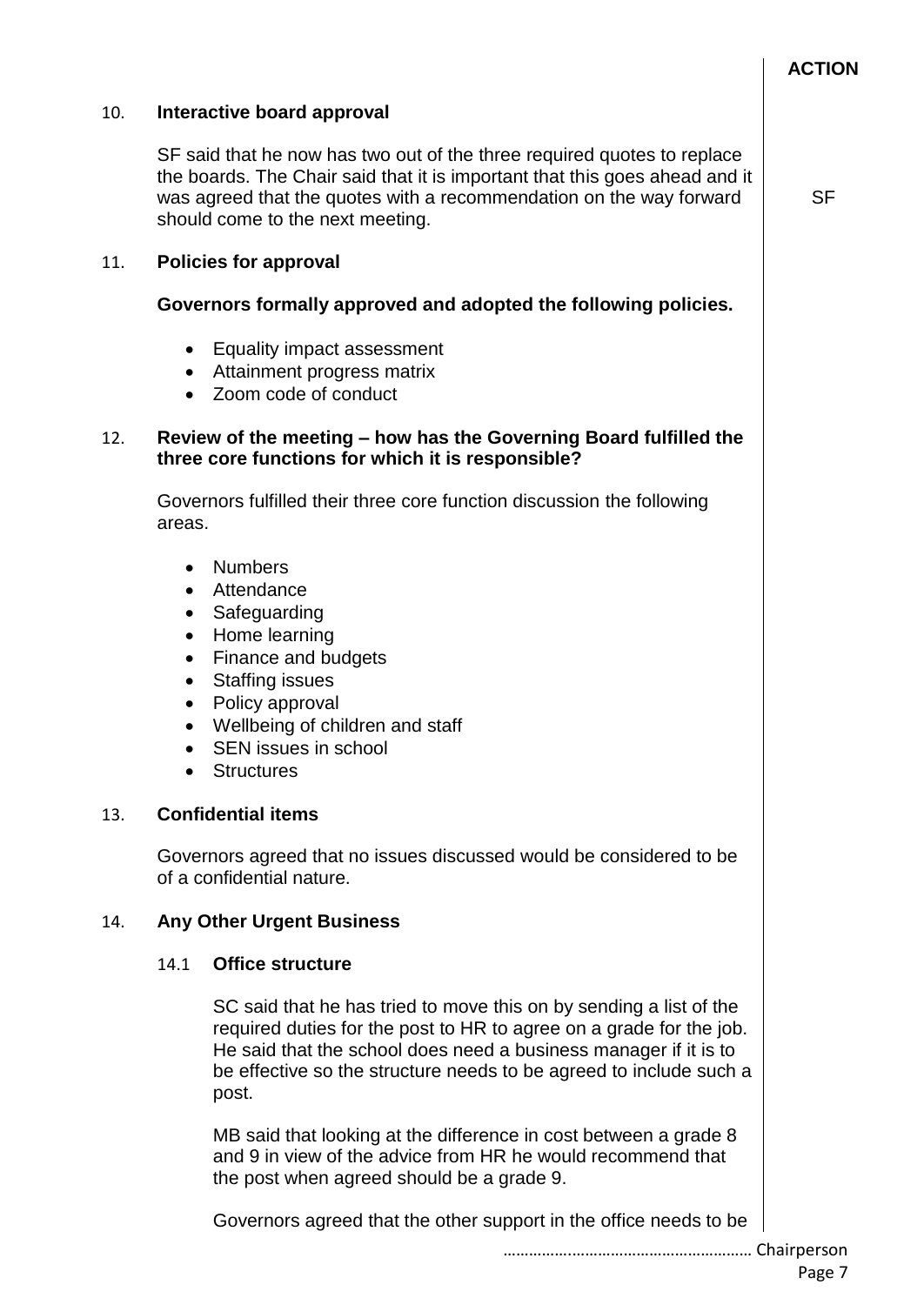**ACTION**

10. **Interactive board approval**

SF said that he now has two out of the three required quotes to replace the boards. The Chair said that it is important that this goes ahead and it was agreed that the quotes with a recommendation on the way forward should come to the next meeting. — **SF**

11. **Policies for approval**

**Governors formally approved and adopted the following policies.**

- Equality impact assessment
- Attainment progress matrix
- Zoom code of conduct

12. **Review of the meeting – how has the Governing Board fulfilled the three core functions for which it is responsible?**

Governors fulfilled their three core function discussion the following areas.

- Numbers
- Attendance
- Safeguarding
- Home learning
- Finance and budgets
- Staffing issues
- Policy approval
- Wellbeing of children and staff
- SEN issues in school
- Structures

13. **Confidential items**

Governors agreed that no issues discussed would be considered to be of a confidential nature.

14. **Any Other Urgent Business**

14.1 **Office structure**

SC said that he has tried to move this on by sending a list of the required duties for the post to HR to agree on a grade for the job. He said that the school does need a business manager if it is to be effective so the structure needs to be agreed to include such a post.

MB said that looking at the difference in cost between a grade 8 and 9 in view of the advice from HR he would recommend that the post when agreed should be a grade 9.

Governors agreed that the other support in the office needs to be

……………………………………………… Chairperson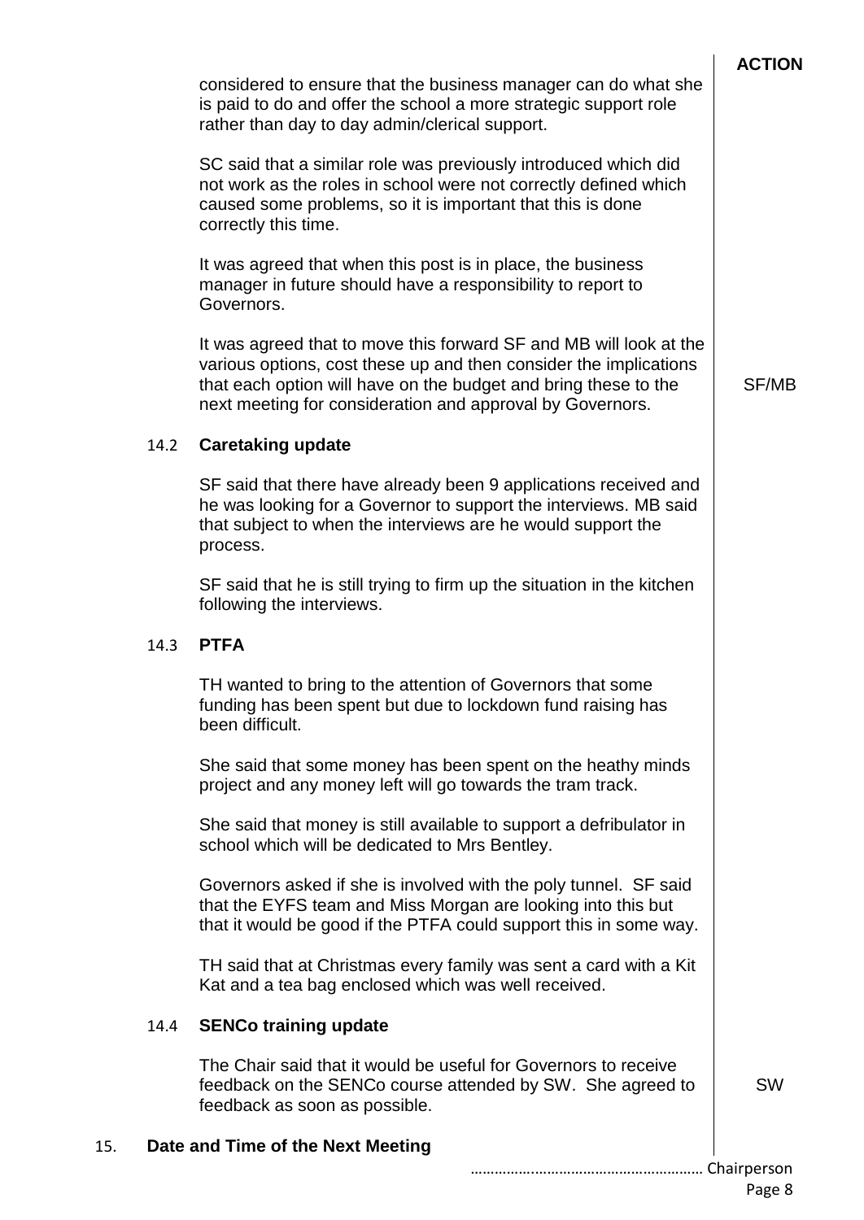**ACTION**

considered to ensure that the business manager can do what she is paid to do and offer the school a more strategic support role rather than day to day admin/clerical support.

SC said that a similar role was previously introduced which did not work as the roles in school were not correctly defined which caused some problems, so it is important that this is done correctly this time.

It was agreed that when this post is in place, the business manager in future should have a responsibility to report to Governors.

It was agreed that to move this forward SF and MB will look at the various options, cost these up and then consider the implications that each option will have on the budget and bring these to the next meeting for consideration and approval by Governors. **SF/MB**

### 14.2 Caretaking update

SF said that there have already been 9 applications received and he was looking for a Governor to support the interviews. MB said that subject to when the interviews are he would support the process.

SF said that he is still trying to firm up the situation in the kitchen following the interviews.

### 14.3 PTFA

TH wanted to bring to the attention of Governors that some funding has been spent but due to lockdown fund raising has been difficult.

She said that some money has been spent on the heathy minds project and any money left will go towards the tram track.

She said that money is still available to support a defribulator in school which will be dedicated to Mrs Bentley.

Governors asked if she is involved with the poly tunnel. SF said that the EYFS team and Miss Morgan are looking into this but that it would be good if the PTFA could support this in some way.

TH said that at Christmas every family was sent a card with a Kit Kat and a tea bag enclosed which was well received.

### 14.4 SENCo training update

The Chair said that it would be useful for Governors to receive feedback on the SENCo course attended by SW. She agreed to feedback as soon as possible. **SW**

## 15. Date and Time of the Next Meeting

……………………………………………… Chairperson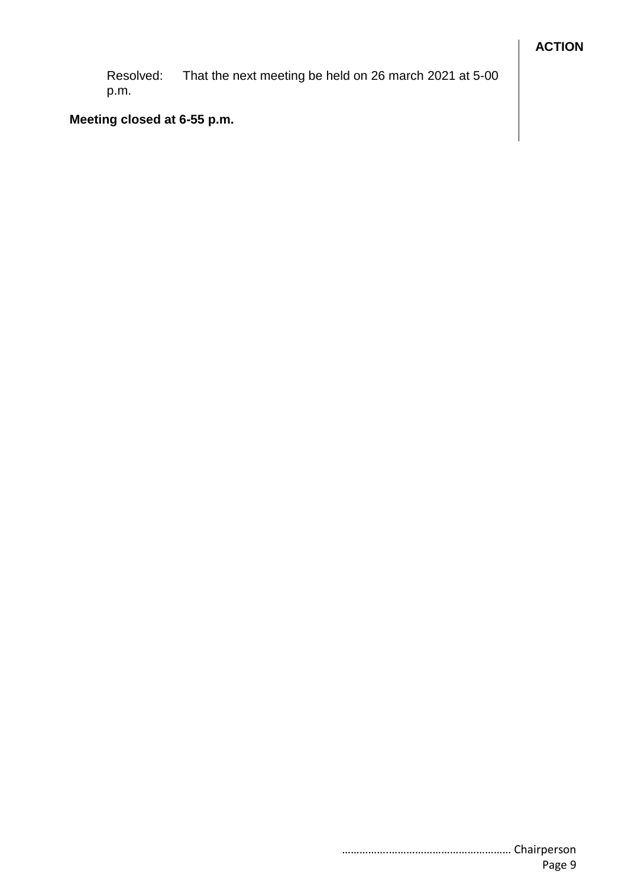**ACTION**

Resolved: That the next meeting be held on 26 march 2021 at 5-00 p.m.

**Meeting closed at 6-55 p.m.**

…………………………………………………… Chairperson